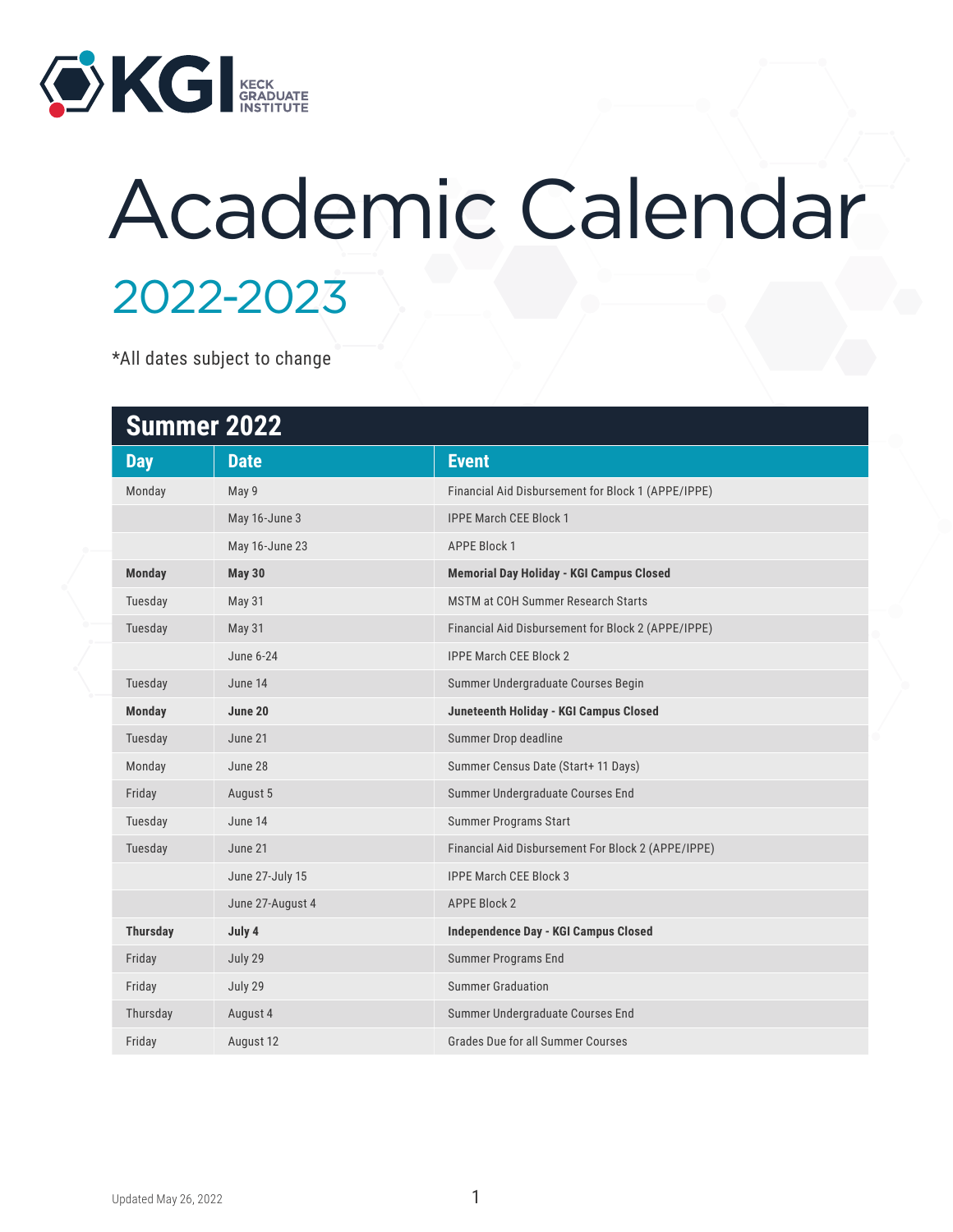KGI KECK GRADUATE INSTITUTE

# Academic Calendar

## 2022-2023

*All dates subject to change

### Summer 2022

| Day | Date | Event |
|---|---|---|
| Monday | May 9 | Financial Aid Disbursement for Block 1 (APPE/IPPE) |
| | May 16-June 3 | IPPE March CEE Block 1 |
| | May 16-June 23 | APPE Block 1 |
| **Monday** | **May 30** | **Memorial Day Holiday - KGI Campus Closed** |
| Tuesday | May 31 | MSTM at COH Summer Research Starts |
| Tuesday | May 31 | Financial Aid Disbursement for Block 2 (APPE/IPPE) |
| | June 6-24 | IPPE March CEE Block 2 |
| Tuesday | June 14 | Summer Undergraduate Courses Begin |
| **Monday** | **June 20** | **Juneteenth Holiday - KGI Campus Closed** |
| Tuesday | June 21 | Summer Drop deadline |
| Monday | June 28 | Summer Census Date (Start+ 11 Days) |
| Friday | August 5 | Summer Undergraduate Courses End |
| Tuesday | June 14 | Summer Programs Start |
| Tuesday | June 21 | Financial Aid Disbursement For Block 2 (APPE/IPPE) |
| | June 27-July 15 | IPPE March CEE Block 3 |
| | June 27-August 4 | APPE Block 2 |
| **Thursday** | **July 4** | **Independence Day - KGI Campus Closed** |
| Friday | July 29 | Summer Programs End |
| Friday | July 29 | Summer Graduation |
| Thursday | August 4 | Summer Undergraduate Courses End |
| Friday | August 12 | Grades Due for all Summer Courses |

Updated May 26, 2022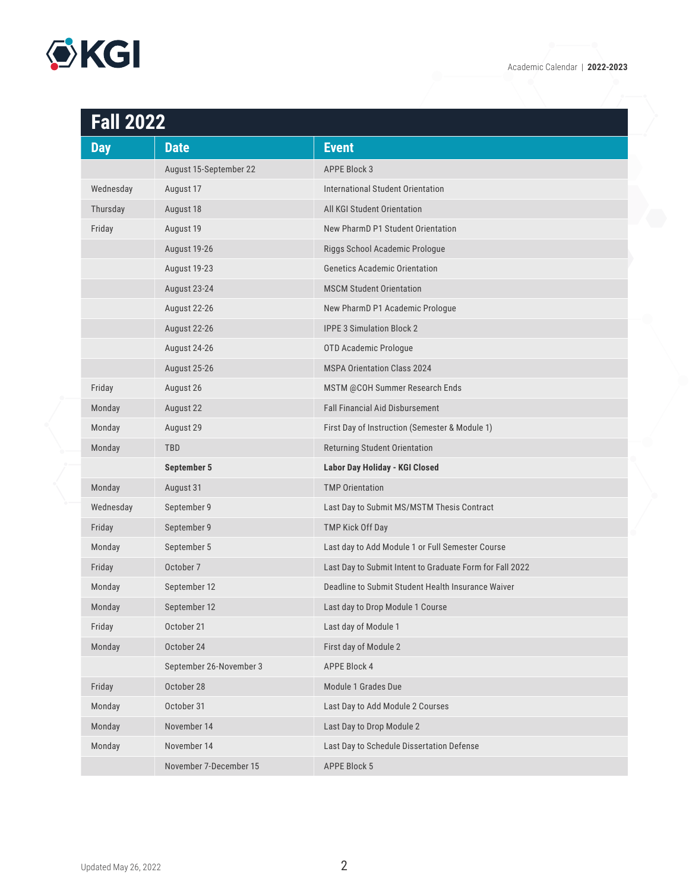## Fall 2022

| Day | Date | Event |
| --- | --- | --- |
| | August 15-September 22 | APPE Block 3 |
| Wednesday | August 17 | International Student Orientation |
| Thursday | August 18 | All KGI Student Orientation |
| Friday | August 19 | New PharmD P1 Student Orientation |
| | August 19-26 | Riggs School Academic Prologue |
| | August 19-23 | Genetics Academic Orientation |
| | August 23-24 | MSCM Student Orientation |
| | August 22-26 | New PharmD P1 Academic Prologue |
| | August 22-26 | IPPE 3 Simulation Block 2 |
| | August 24-26 | OTD Academic Prologue |
| | August 25-26 | MSPA Orientation Class 2024 |
| Friday | August 26 | MSTM @COH Summer Research Ends |
| Monday | August 22 | Fall Financial Aid Disbursement |
| Monday | August 29 | First Day of Instruction (Semester & Module 1) |
| Monday | TBD | Returning Student Orientation |
| | **September 5** | **Labor Day Holiday - KGI Closed** |
| Monday | August 31 | TMP Orientation |
| Wednesday | September 9 | Last Day to Submit MS/MSTM Thesis Contract |
| Friday | September 9 | TMP Kick Off Day |
| Monday | September 5 | Last day to Add Module 1 or Full Semester Course |
| Friday | October 7 | Last Day to Submit Intent to Graduate Form for Fall 2022 |
| Monday | September 12 | Deadline to Submit Student Health Insurance Waiver |
| Monday | September 12 | Last day to Drop Module 1 Course |
| Friday | October 21 | Last day of Module 1 |
| Monday | October 24 | First day of Module 2 |
| | September 26-November 3 | APPE Block 4 |
| Friday | October 28 | Module 1 Grades Due |
| Monday | October 31 | Last Day to Add Module 2 Courses |
| Monday | November 14 | Last Day to Drop Module 2 |
| Monday | November 14 | Last Day to Schedule Dissertation Defense |
| | November 7-December 15 | APPE Block 5 |

Updated May 26, 2022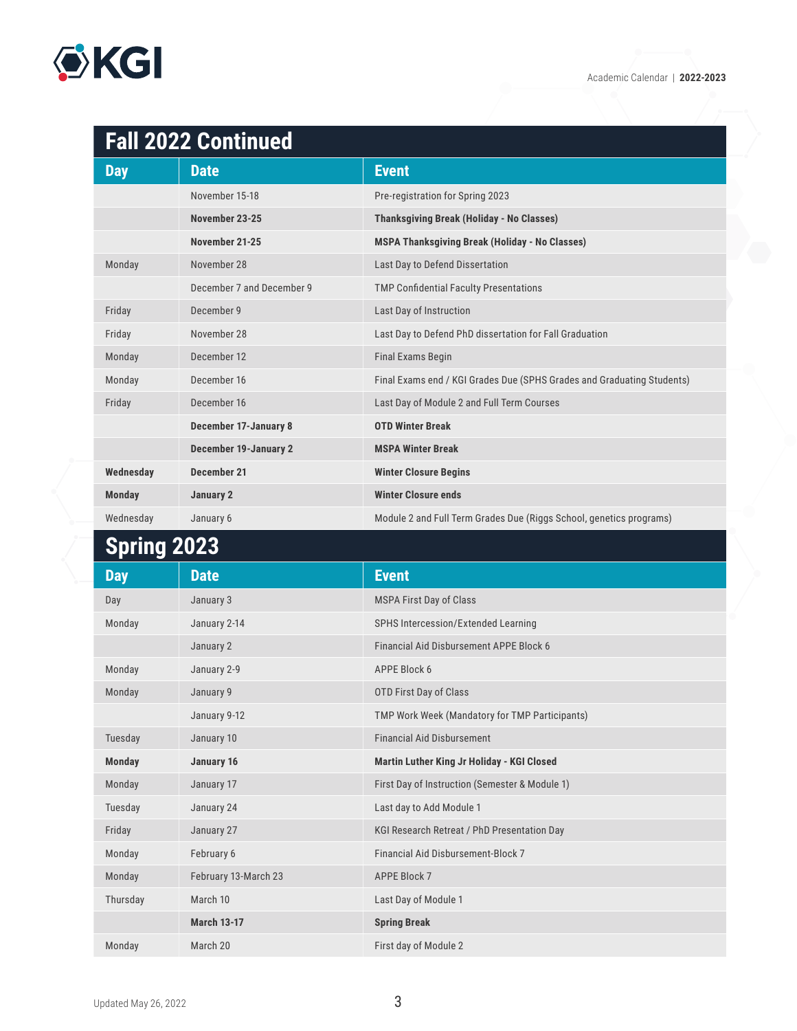## Fall 2022 Continued

| Day | Date | Event |
|---|---|---|
| | November 15-18 | Pre-registration for Spring 2023 |
| | **November 23-25** | **Thanksgiving Break (Holiday - No Classes)** |
| | **November 21-25** | **MSPA Thanksgiving Break (Holiday - No Classes)** |
| Monday | November 28 | Last Day to Defend Dissertation |
| | December 7 and December 9 | TMP Confidential Faculty Presentations |
| Friday | December 9 | Last Day of Instruction |
| Friday | November 28 | Last Day to Defend PhD dissertation for Fall Graduation |
| Monday | December 12 | Final Exams Begin |
| Monday | December 16 | Final Exams end / KGI Grades Due (SPHS Grades and Graduating Students) |
| Friday | December 16 | Last Day of Module 2 and Full Term Courses |
| | **December 17-January 8** | **OTD Winter Break** |
| | **December 19-January 2** | **MSPA Winter Break** |
| **Wednesday** | **December 21** | **Winter Closure Begins** |
| **Monday** | **January 2** | **Winter Closure ends** |
| Wednesday | January 6 | Module 2 and Full Term Grades Due (Riggs School, genetics programs) |

## Spring 2023

| Day | Date | Event |
|---|---|---|
| Day | January 3 | MSPA First Day of Class |
| Monday | January 2-14 | SPHS Intercession/Extended Learning |
| | January 2 | Financial Aid Disbursement APPE Block 6 |
| Monday | January 2-9 | APPE Block 6 |
| Monday | January 9 | OTD First Day of Class |
| | January 9-12 | TMP Work Week (Mandatory for TMP Participants) |
| Tuesday | January 10 | Financial Aid Disbursement |
| **Monday** | **January 16** | **Martin Luther King Jr Holiday - KGI Closed** |
| Monday | January 17 | First Day of Instruction (Semester & Module 1) |
| Tuesday | January 24 | Last day to Add Module 1 |
| Friday | January 27 | KGI Research Retreat / PhD Presentation Day |
| Monday | February 6 | Financial Aid Disbursement-Block 7 |
| Monday | February 13-March 23 | APPE Block 7 |
| Thursday | March 10 | Last Day of Module 1 |
| | **March 13-17** | **Spring Break** |
| Monday | March 20 | First day of Module 2 |

Updated May 26, 2022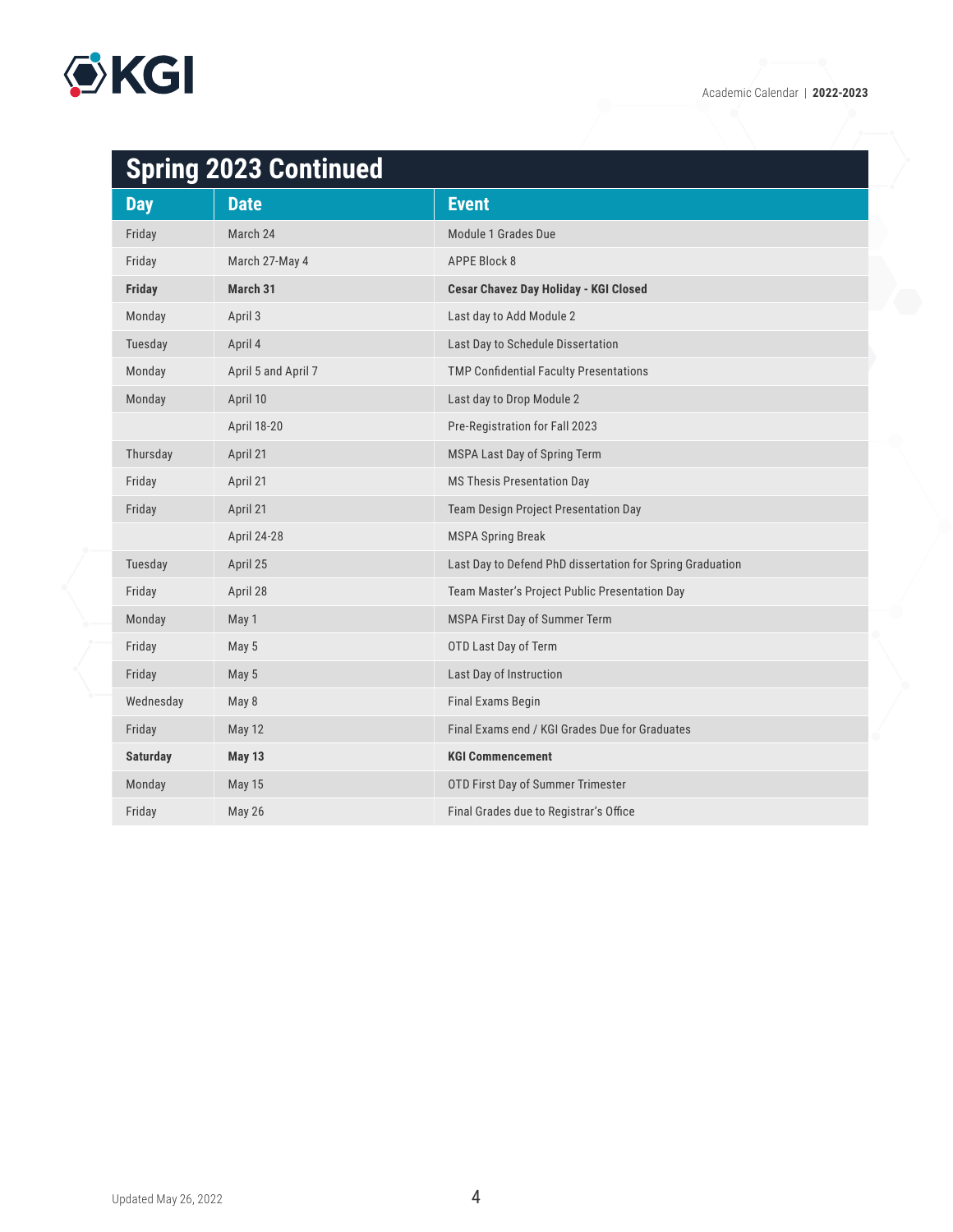## Spring 2023 Continued

| Day | Date | Event |
|---|---|---|
| Friday | March 24 | Module 1 Grades Due |
| Friday | March 27-May 4 | APPE Block 8 |
| **Friday** | **March 31** | **Cesar Chavez Day Holiday - KGI Closed** |
| Monday | April 3 | Last day to Add Module 2 |
| Tuesday | April 4 | Last Day to Schedule Dissertation |
| Monday | April 5 and April 7 | TMP Confidential Faculty Presentations |
| Monday | April 10 | Last day to Drop Module 2 |
| | April 18-20 | Pre-Registration for Fall 2023 |
| Thursday | April 21 | MSPA Last Day of Spring Term |
| Friday | April 21 | MS Thesis Presentation Day |
| Friday | April 21 | Team Design Project Presentation Day |
| | April 24-28 | MSPA Spring Break |
| Tuesday | April 25 | Last Day to Defend PhD dissertation for Spring Graduation |
| Friday | April 28 | Team Master's Project Public Presentation Day |
| Monday | May 1 | MSPA First Day of Summer Term |
| Friday | May 5 | OTD Last Day of Term |
| Friday | May 5 | Last Day of Instruction |
| Wednesday | May 8 | Final Exams Begin |
| Friday | May 12 | Final Exams end / KGI Grades Due for Graduates |
| **Saturday** | **May 13** | **KGI Commencement** |
| Monday | May 15 | OTD First Day of Summer Trimester |
| Friday | May 26 | Final Grades due to Registrar's Office |

Updated May 26, 2022